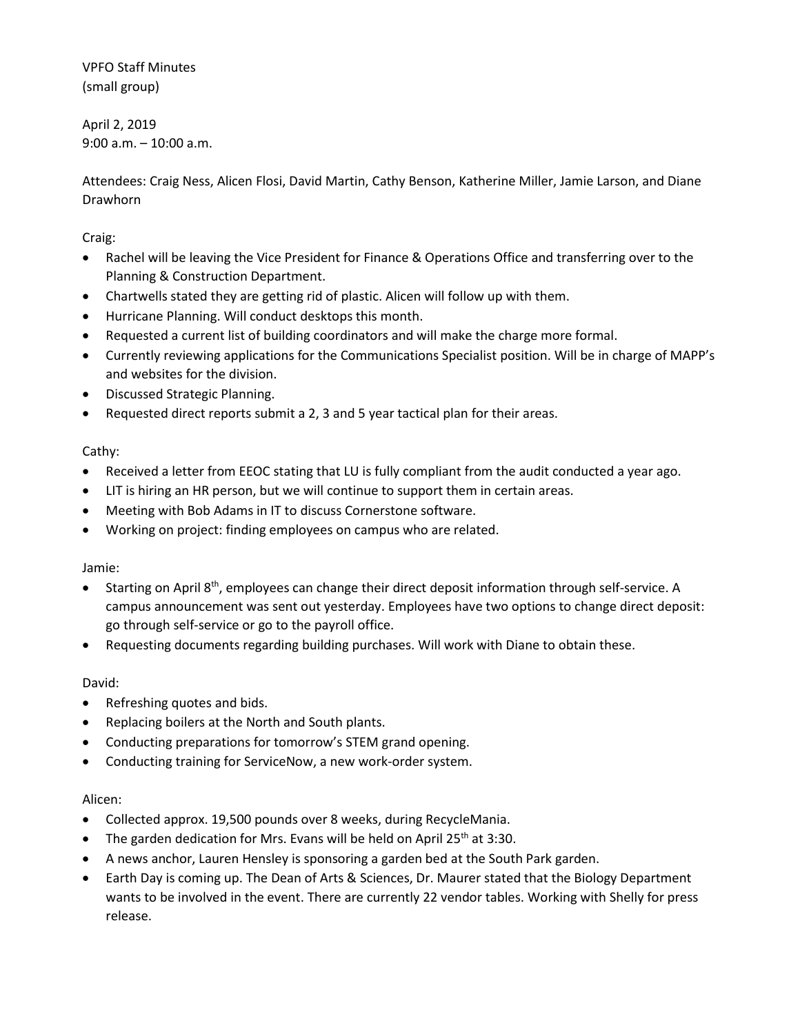VPFO Staff Minutes
(small group)

April 2, 2019
9:00 a.m. – 10:00 a.m.

Attendees: Craig Ness, Alicen Flosi, David Martin, Cathy Benson, Katherine Miller, Jamie Larson, and Diane Drawhorn

Craig:

- Rachel will be leaving the Vice President for Finance & Operations Office and transferring over to the Planning & Construction Department.
- Chartwells stated they are getting rid of plastic. Alicen will follow up with them.
- Hurricane Planning. Will conduct desktops this month.
- Requested a current list of building coordinators and will make the charge more formal.
- Currently reviewing applications for the Communications Specialist position. Will be in charge of MAPP's and websites for the division.
- Discussed Strategic Planning.
- Requested direct reports submit a 2, 3 and 5 year tactical plan for their areas.

Cathy:

- Received a letter from EEOC stating that LU is fully compliant from the audit conducted a year ago.
- LIT is hiring an HR person, but we will continue to support them in certain areas.
- Meeting with Bob Adams in IT to discuss Cornerstone software.
- Working on project: finding employees on campus who are related.

Jamie:

- Starting on April 8th, employees can change their direct deposit information through self-service. A campus announcement was sent out yesterday. Employees have two options to change direct deposit: go through self-service or go to the payroll office.
- Requesting documents regarding building purchases. Will work with Diane to obtain these.

David:

- Refreshing quotes and bids.
- Replacing boilers at the North and South plants.
- Conducting preparations for tomorrow's STEM grand opening.
- Conducting training for ServiceNow, a new work-order system.

Alicen:

- Collected approx. 19,500 pounds over 8 weeks, during RecycleMania.
- The garden dedication for Mrs. Evans will be held on April 25th at 3:30.
- A news anchor, Lauren Hensley is sponsoring a garden bed at the South Park garden.
- Earth Day is coming up. The Dean of Arts & Sciences, Dr. Maurer stated that the Biology Department wants to be involved in the event. There are currently 22 vendor tables. Working with Shelly for press release.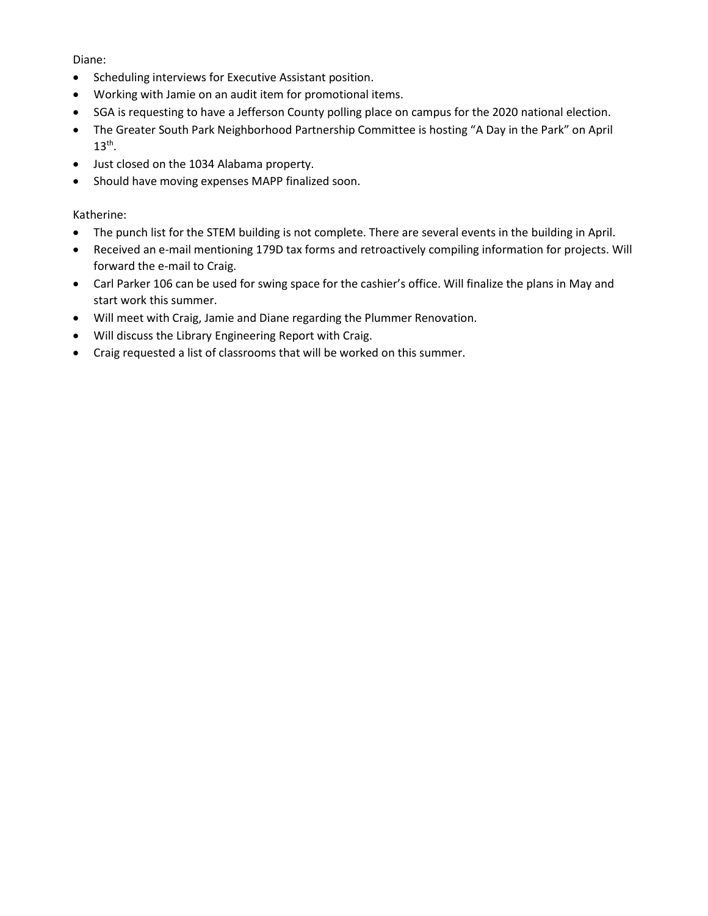Diane:

- Scheduling interviews for Executive Assistant position.
- Working with Jamie on an audit item for promotional items.
- SGA is requesting to have a Jefferson County polling place on campus for the 2020 national election.
- The Greater South Park Neighborhood Partnership Committee is hosting "A Day in the Park" on April 13th.
- Just closed on the 1034 Alabama property.
- Should have moving expenses MAPP finalized soon.

Katherine:

- The punch list for the STEM building is not complete. There are several events in the building in April.
- Received an e-mail mentioning 179D tax forms and retroactively compiling information for projects. Will forward the e-mail to Craig.
- Carl Parker 106 can be used for swing space for the cashier's office. Will finalize the plans in May and start work this summer.
- Will meet with Craig, Jamie and Diane regarding the Plummer Renovation.
- Will discuss the Library Engineering Report with Craig.
- Craig requested a list of classrooms that will be worked on this summer.